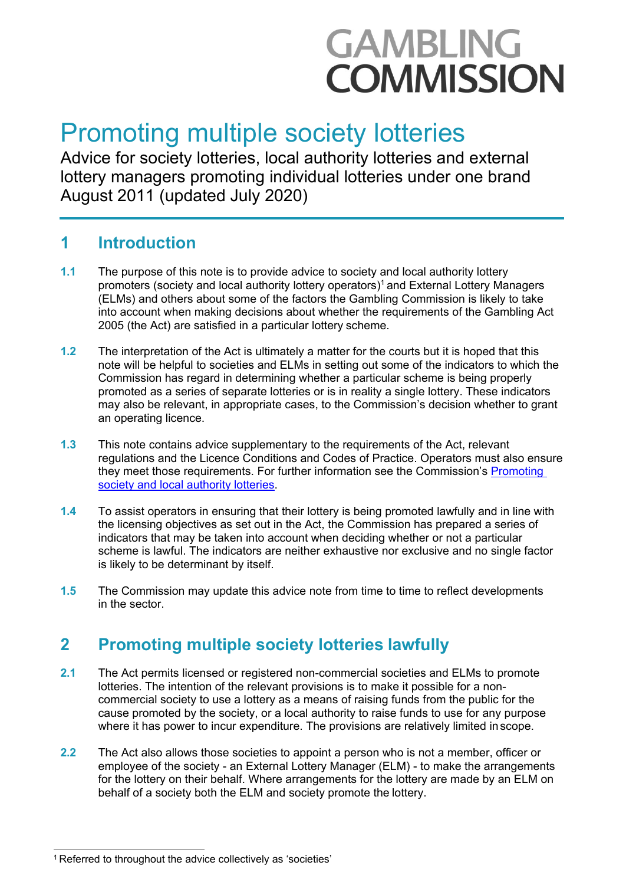GAMBLING COMMISSION

# Promoting multiple society lotteries

Advice for society lotteries, local authority lotteries and external lottery managers promoting individual lotteries under one brand
August 2011 (updated July 2020)

## 1 Introduction

**1.1** The purpose of this note is to provide advice to society and local authority lottery promoters (society and local authority lottery operators)[1] and External Lottery Managers (ELMs) and others about some of the factors the Gambling Commission is likely to take into account when making decisions about whether the requirements of the Gambling Act 2005 (the Act) are satisfied in a particular lottery scheme.

**1.2** The interpretation of the Act is ultimately a matter for the courts but it is hoped that this note will be helpful to societies and ELMs in setting out some of the indicators to which the Commission has regard in determining whether a particular scheme is being properly promoted as a series of separate lotteries or is in reality a single lottery. These indicators may also be relevant, in appropriate cases, to the Commission's decision whether to grant an operating licence.

**1.3** This note contains advice supplementary to the requirements of the Act, relevant regulations and the Licence Conditions and Codes of Practice. Operators must also ensure they meet those requirements. For further information see the Commission's [Promoting society and local authority lotteries](#).

**1.4** To assist operators in ensuring that their lottery is being promoted lawfully and in line with the licensing objectives as set out in the Act, the Commission has prepared a series of indicators that may be taken into account when deciding whether or not a particular scheme is lawful. The indicators are neither exhaustive nor exclusive and no single factor is likely to be determinant by itself.

**1.5** The Commission may update this advice note from time to time to reflect developments in the sector.

## 2 Promoting multiple society lotteries lawfully

**2.1** The Act permits licensed or registered non-commercial societies and ELMs to promote lotteries. The intention of the relevant provisions is to make it possible for a non-commercial society to use a lottery as a means of raising funds from the public for the cause promoted by the society, or a local authority to raise funds to use for any purpose where it has power to incur expenditure. The provisions are relatively limited in scope.

**2.2** The Act also allows those societies to appoint a person who is not a member, officer or employee of the society - an External Lottery Manager (ELM) - to make the arrangements for the lottery on their behalf. Where arrangements for the lottery are made by an ELM on behalf of a society both the ELM and society promote the lottery.

---

[1] Referred to throughout the advice collectively as 'societies'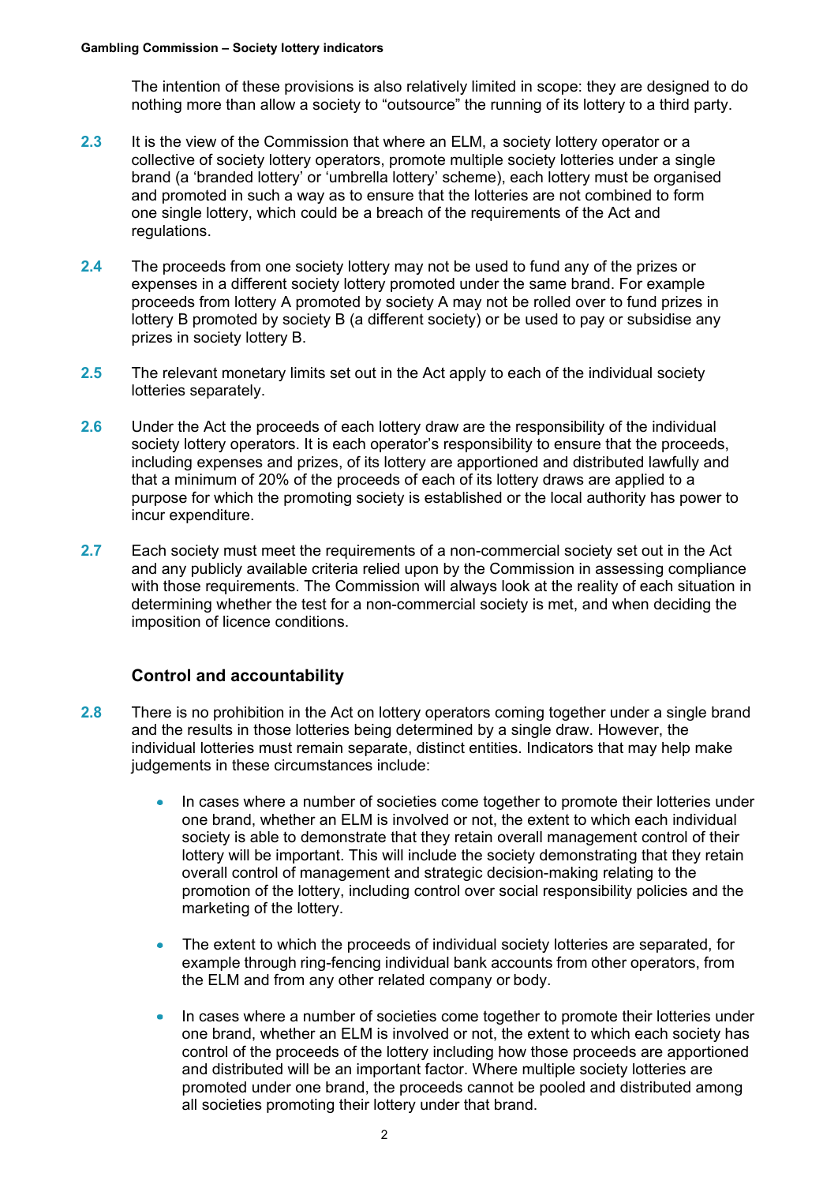The intention of these provisions is also relatively limited in scope: they are designed to do nothing more than allow a society to "outsource" the running of its lottery to a third party.

**2.3** It is the view of the Commission that where an ELM, a society lottery operator or a collective of society lottery operators, promote multiple society lotteries under a single brand (a 'branded lottery' or 'umbrella lottery' scheme), each lottery must be organised and promoted in such a way as to ensure that the lotteries are not combined to form one single lottery, which could be a breach of the requirements of the Act and regulations.

**2.4** The proceeds from one society lottery may not be used to fund any of the prizes or expenses in a different society lottery promoted under the same brand. For example proceeds from lottery A promoted by society A may not be rolled over to fund prizes in lottery B promoted by society B (a different society) or be used to pay or subsidise any prizes in society lottery B.

**2.5** The relevant monetary limits set out in the Act apply to each of the individual society lotteries separately.

**2.6** Under the Act the proceeds of each lottery draw are the responsibility of the individual society lottery operators. It is each operator's responsibility to ensure that the proceeds, including expenses and prizes, of its lottery are apportioned and distributed lawfully and that a minimum of 20% of the proceeds of each of its lottery draws are applied to a purpose for which the promoting society is established or the local authority has power to incur expenditure.

**2.7** Each society must meet the requirements of a non-commercial society set out in the Act and any publicly available criteria relied upon by the Commission in assessing compliance with those requirements. The Commission will always look at the reality of each situation in determining whether the test for a non-commercial society is met, and when deciding the imposition of licence conditions.

### Control and accountability

**2.8** There is no prohibition in the Act on lottery operators coming together under a single brand and the results in those lotteries being determined by a single draw. However, the individual lotteries must remain separate, distinct entities. Indicators that may help make judgements in these circumstances include:

- In cases where a number of societies come together to promote their lotteries under one brand, whether an ELM is involved or not, the extent to which each individual society is able to demonstrate that they retain overall management control of their lottery will be important. This will include the society demonstrating that they retain overall control of management and strategic decision-making relating to the promotion of the lottery, including control over social responsibility policies and the marketing of the lottery.

- The extent to which the proceeds of individual society lotteries are separated, for example through ring-fencing individual bank accounts from other operators, from the ELM and from any other related company or body.

- In cases where a number of societies come together to promote their lotteries under one brand, whether an ELM is involved or not, the extent to which each society has control of the proceeds of the lottery including how those proceeds are apportioned and distributed will be an important factor. Where multiple society lotteries are promoted under one brand, the proceeds cannot be pooled and distributed among all societies promoting their lottery under that brand.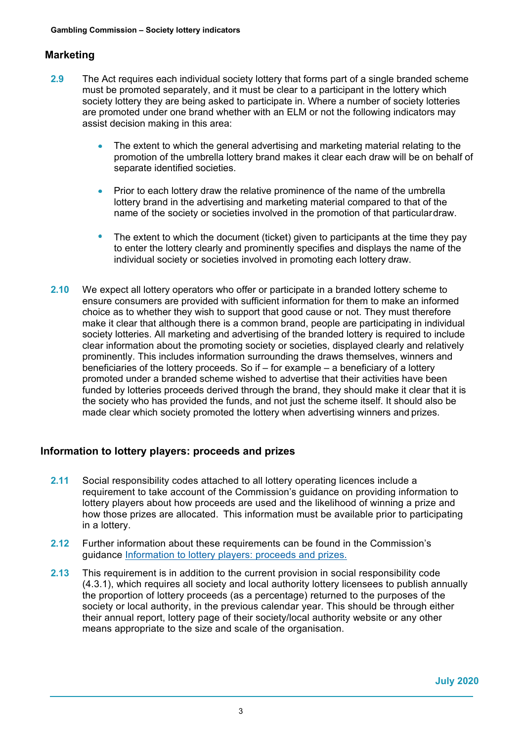## Marketing

**2.9** The Act requires each individual society lottery that forms part of a single branded scheme must be promoted separately, and it must be clear to a participant in the lottery which society lottery they are being asked to participate in. Where a number of society lotteries are promoted under one brand whether with an ELM or not the following indicators may assist decision making in this area:

- The extent to which the general advertising and marketing material relating to the promotion of the umbrella lottery brand makes it clear each draw will be on behalf of separate identified societies.
- Prior to each lottery draw the relative prominence of the name of the umbrella lottery brand in the advertising and marketing material compared to that of the name of the society or societies involved in the promotion of that particular draw.
- The extent to which the document (ticket) given to participants at the time they pay to enter the lottery clearly and prominently specifies and displays the name of the individual society or societies involved in promoting each lottery draw.

**2.10** We expect all lottery operators who offer or participate in a branded lottery scheme to ensure consumers are provided with sufficient information for them to make an informed choice as to whether they wish to support that good cause or not. They must therefore make it clear that although there is a common brand, people are participating in individual society lotteries. All marketing and advertising of the branded lottery is required to include clear information about the promoting society or societies, displayed clearly and relatively prominently. This includes information surrounding the draws themselves, winners and beneficiaries of the lottery proceeds. So if – for example – a beneficiary of a lottery promoted under a branded scheme wished to advertise that their activities have been funded by lotteries proceeds derived through the brand, they should make it clear that it is the society who has provided the funds, and not just the scheme itself. It should also be made clear which society promoted the lottery when advertising winners and prizes.

## Information to lottery players: proceeds and prizes

**2.11** Social responsibility codes attached to all lottery operating licences include a requirement to take account of the Commission's guidance on providing information to lottery players about how proceeds are used and the likelihood of winning a prize and how those prizes are allocated. This information must be available prior to participating in a lottery.

**2.12** Further information about these requirements can be found in the Commission's guidance Information to lottery players: proceeds and prizes.

**2.13** This requirement is in addition to the current provision in social responsibility code (4.3.1), which requires all society and local authority lottery licensees to publish annually the proportion of lottery proceeds (as a percentage) returned to the purposes of the society or local authority, in the previous calendar year. This should be through either their annual report, lottery page of their society/local authority website or any other means appropriate to the size and scale of the organisation.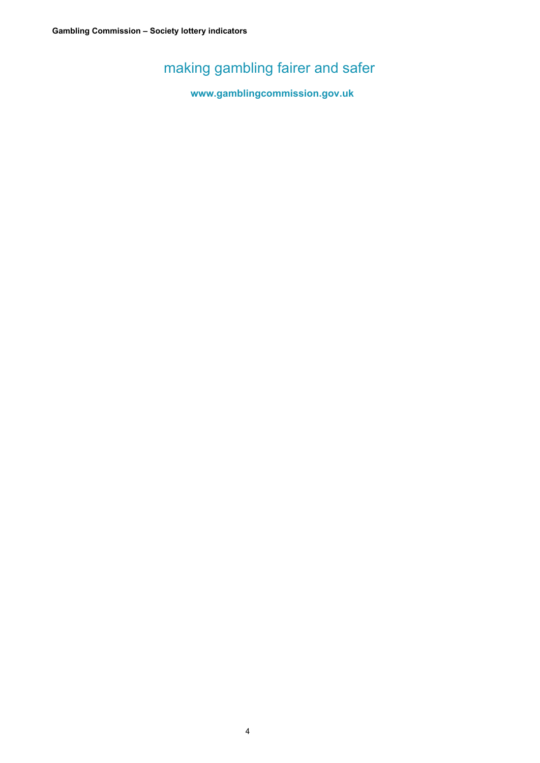making gambling fairer and safer

**www.gamblingcommission.gov.uk**